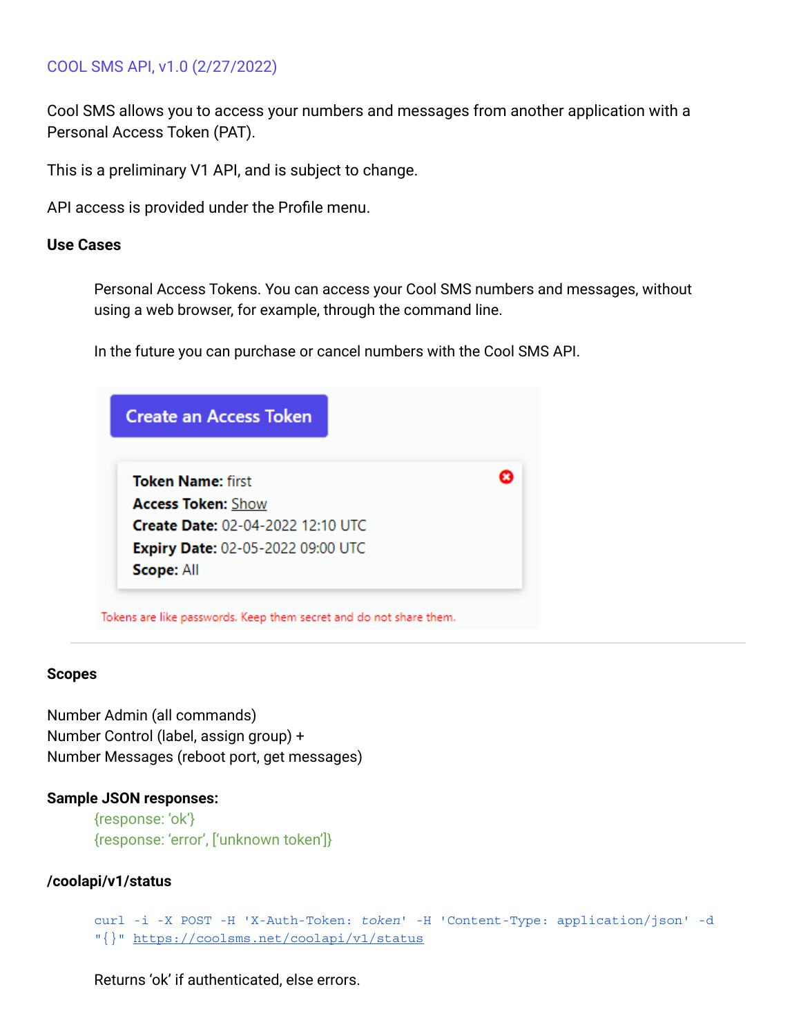COOL SMS API, v1.0 (2/27/2022)

Cool SMS allows you to access your numbers and messages from another application with a Personal Access Token (PAT).

This is a preliminary V1 API, and is subject to change.

API access is provided under the Profile menu.

**Use Cases**

> Personal Access Tokens. You can access your Cool SMS numbers and messages, without using a web browser, for example, through the command line.
>
> In the future you can purchase or cancel numbers with the Cool SMS API.

Create an Access Token

**Token Name:** first
**Access Token:** Show
**Create Date:** 02-04-2022 12:10 UTC
**Expiry Date:** 02-05-2022 09:00 UTC
**Scope:** All

Tokens are like passwords. Keep them secret and do not share them.

---

**Scopes**

Number Admin (all commands)
Number Control (label, assign group) +
Number Messages (reboot port, get messages)

**Sample JSON responses:**

> {response: 'ok'}
> {response: 'error', ['unknown token']}

**/coolapi/v1/status**

```
curl -i -X POST -H 'X-Auth-Token: token' -H 'Content-Type: application/json' -d
"{}" https://coolsms.net/coolapi/v1/status
```

Returns 'ok' if authenticated, else errors.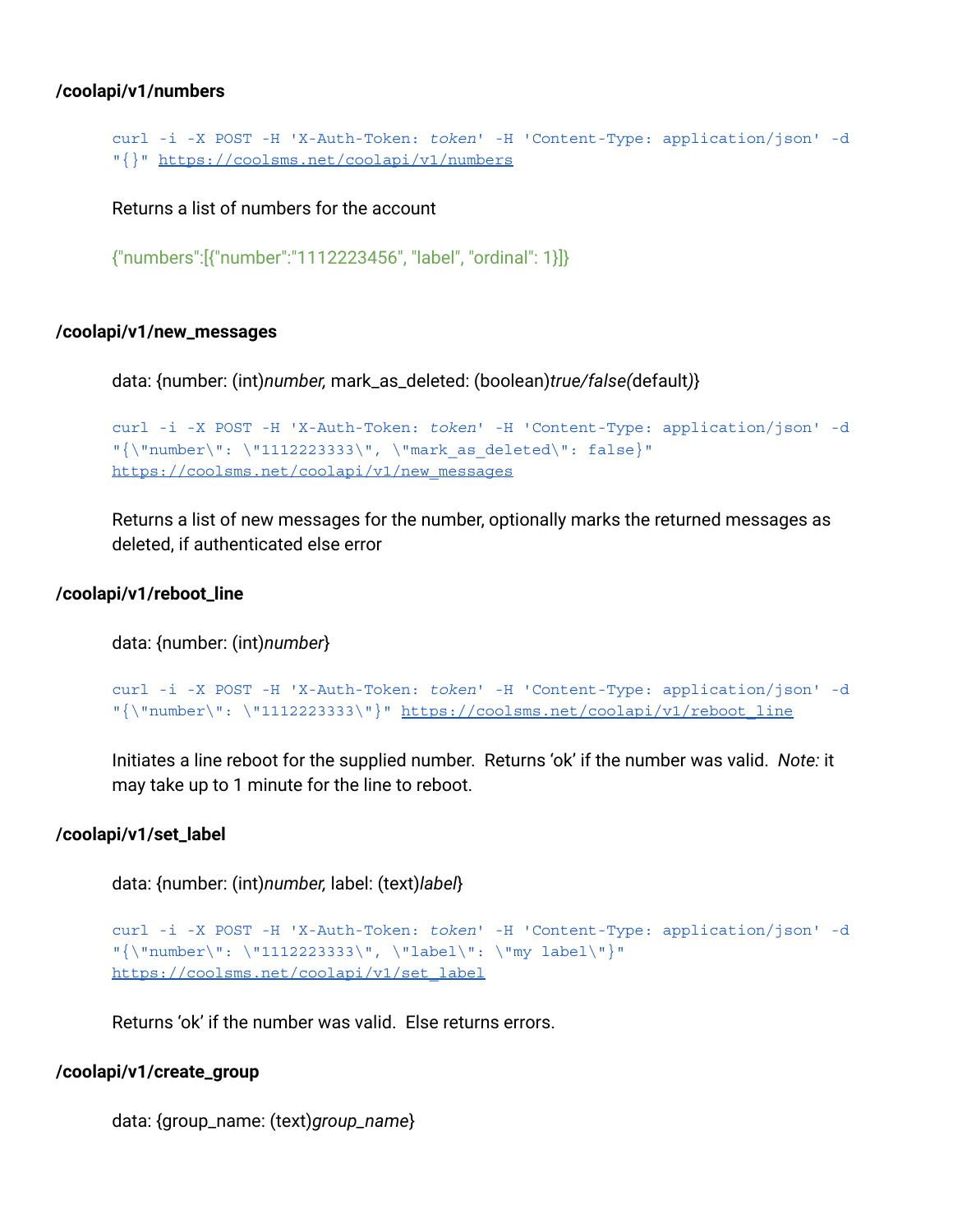**/coolapi/v1/numbers**

```
curl -i -X POST -H 'X-Auth-Token: token' -H 'Content-Type: application/json' -d "{}" https://coolsms.net/coolapi/v1/numbers
```

Returns a list of numbers for the account

{"numbers":[{"number":"1112223456", "label", "ordinal": 1}]}

**/coolapi/v1/new_messages**

data: {number: (int)*number,* mark_as_deleted: (boolean)*true/false(*default*)*}

```
curl -i -X POST -H 'X-Auth-Token: token' -H 'Content-Type: application/json' -d "{\"number\": \"1112223333\", \"mark_as_deleted\": false}" https://coolsms.net/coolapi/v1/new_messages
```

Returns a list of new messages for the number, optionally marks the returned messages as deleted, if authenticated else error

**/coolapi/v1/reboot_line**

data: {number: (int)*number*}

```
curl -i -X POST -H 'X-Auth-Token: token' -H 'Content-Type: application/json' -d "{\"number\": \"1112223333\"}" https://coolsms.net/coolapi/v1/reboot_line
```

Initiates a line reboot for the supplied number. Returns 'ok' if the number was valid. *Note:* it may take up to 1 minute for the line to reboot.

**/coolapi/v1/set_label**

data: {number: (int)*number,* label: (text)*label*}

```
curl -i -X POST -H 'X-Auth-Token: token' -H 'Content-Type: application/json' -d "{\"number\": \"1112223333\", \"label\": \"my label\"}" https://coolsms.net/coolapi/v1/set_label
```

Returns 'ok' if the number was valid. Else returns errors.

**/coolapi/v1/create_group**

data: {group_name: (text)*group_name*}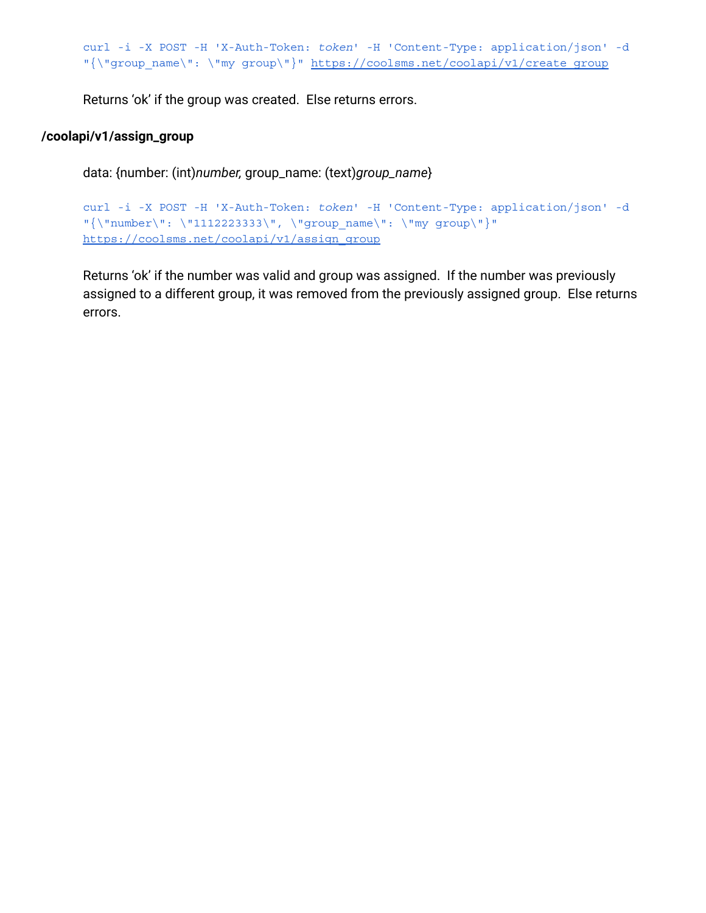```
curl -i -X POST -H 'X-Auth-Token: token' -H 'Content-Type: application/json' -d "{\"group_name\": \"my group\"}" https://coolsms.net/coolapi/v1/create_group
```

Returns ‘ok’ if the group was created. Else returns errors.

**/coolapi/v1/assign_group**

data: {number: (int)*number,* group_name: (text)*group_name*}

```
curl -i -X POST -H 'X-Auth-Token: token' -H 'Content-Type: application/json' -d "{\"number\": \"1112223333\", \"group_name\": \"my group\"}" https://coolsms.net/coolapi/v1/assign_group
```

Returns ‘ok’ if the number was valid and group was assigned. If the number was previously assigned to a different group, it was removed from the previously assigned group. Else returns errors.